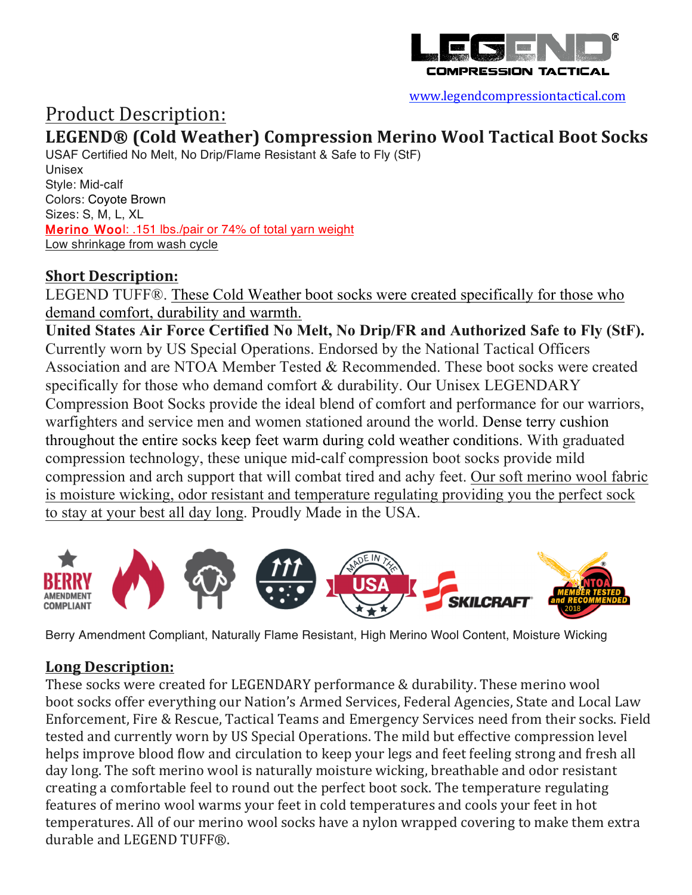LEGEND® COMPRESSION TACTICAL

www.legendcompressiontactical.com

# Product Description:

## LEGEND® (Cold Weather) Compression Merino Wool Tactical Boot Socks

USAF Certified No Melt, No Drip/Flame Resistant & Safe to Fly (StF)
Unisex
Style: Mid-calf
Colors: Coyote Brown
Sizes: S, M, L, XL
Merino Wool: .151 lbs./pair or 74% of total yarn weight
Low shrinkage from wash cycle

### Short Description:

LEGEND TUFF®. These Cold Weather boot socks were created specifically for those who demand comfort, durability and warmth.
**United States Air Force Certified No Melt, No Drip/FR and Authorized Safe to Fly (StF).** Currently worn by US Special Operations. Endorsed by the National Tactical Officers Association and are NTOA Member Tested & Recommended. These boot socks were created specifically for those who demand comfort & durability. Our Unisex LEGENDARY Compression Boot Socks provide the ideal blend of comfort and performance for our warriors, warfighters and service men and women stationed around the world. Dense terry cushion throughout the entire socks keep feet warm during cold weather conditions. With graduated compression technology, these unique mid-calf compression boot socks provide mild compression and arch support that will combat tired and achy feet. Our soft merino wool fabric is moisture wicking, odor resistant and temperature regulating providing you the perfect sock to stay at your best all day long. Proudly Made in the USA.

BERRY AMENDMENT COMPLIANT | MADE IN THE USA | SKILCRAFT | NTOA MEMBER TESTED and RECOMMENDED 2018

Berry Amendment Compliant, Naturally Flame Resistant, High Merino Wool Content, Moisture Wicking

### Long Description:

These socks were created for LEGENDARY performance & durability. These merino wool boot socks offer everything our Nation's Armed Services, Federal Agencies, State and Local Law Enforcement, Fire & Rescue, Tactical Teams and Emergency Services need from their socks. Field tested and currently worn by US Special Operations. The mild but effective compression level helps improve blood flow and circulation to keep your legs and feet feeling strong and fresh all day long. The soft merino wool is naturally moisture wicking, breathable and odor resistant creating a comfortable feel to round out the perfect boot sock. The temperature regulating features of merino wool warms your feet in cold temperatures and cools your feet in hot temperatures. All of our merino wool socks have a nylon wrapped covering to make them extra durable and LEGEND TUFF®.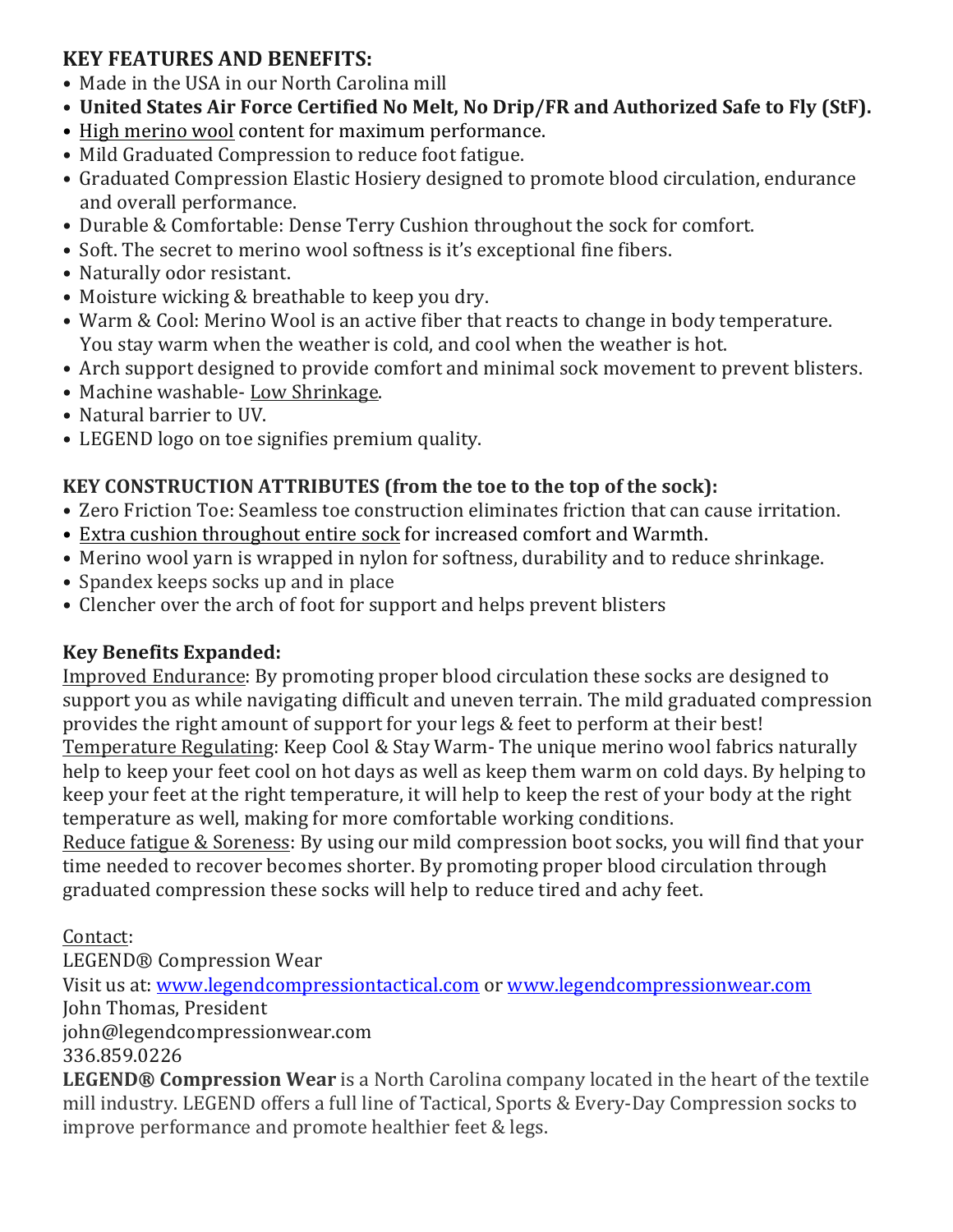**KEY FEATURES AND BENEFITS:**

- Made in the USA in our North Carolina mill
- **United States Air Force Certified No Melt, No Drip/FR and Authorized Safe to Fly (StF).**
- High merino wool content for maximum performance.
- Mild Graduated Compression to reduce foot fatigue.
- Graduated Compression Elastic Hosiery designed to promote blood circulation, endurance and overall performance.
- Durable & Comfortable: Dense Terry Cushion throughout the sock for comfort.
- Soft. The secret to merino wool softness is it's exceptional fine fibers.
- Naturally odor resistant.
- Moisture wicking & breathable to keep you dry.
- Warm & Cool: Merino Wool is an active fiber that reacts to change in body temperature. You stay warm when the weather is cold, and cool when the weather is hot.
- Arch support designed to provide comfort and minimal sock movement to prevent blisters.
- Machine washable- Low Shrinkage.
- Natural barrier to UV.
- LEGEND logo on toe signifies premium quality.

**KEY CONSTRUCTION ATTRIBUTES (from the toe to the top of the sock):**

- Zero Friction Toe: Seamless toe construction eliminates friction that can cause irritation.
- Extra cushion throughout entire sock for increased comfort and Warmth.
- Merino wool yarn is wrapped in nylon for softness, durability and to reduce shrinkage.
- Spandex keeps socks up and in place
- Clencher over the arch of foot for support and helps prevent blisters

**Key Benefits Expanded:**

Improved Endurance: By promoting proper blood circulation these socks are designed to support you as while navigating difficult and uneven terrain. The mild graduated compression provides the right amount of support for your legs & feet to perform at their best!
Temperature Regulating: Keep Cool & Stay Warm- The unique merino wool fabrics naturally help to keep your feet cool on hot days as well as keep them warm on cold days. By helping to keep your feet at the right temperature, it will help to keep the rest of your body at the right temperature as well, making for more comfortable working conditions.
Reduce fatigue & Soreness: By using our mild compression boot socks, you will find that your time needed to recover becomes shorter. By promoting proper blood circulation through graduated compression these socks will help to reduce tired and achy feet.

Contact:
LEGEND® Compression Wear
Visit us at: www.legendcompressiontactical.com or www.legendcompressionwear.com
John Thomas, President
john@legendcompressionwear.com
336.859.0226
**LEGEND® Compression Wear** is a North Carolina company located in the heart of the textile mill industry. LEGEND offers a full line of Tactical, Sports & Every-Day Compression socks to improve performance and promote healthier feet & legs.